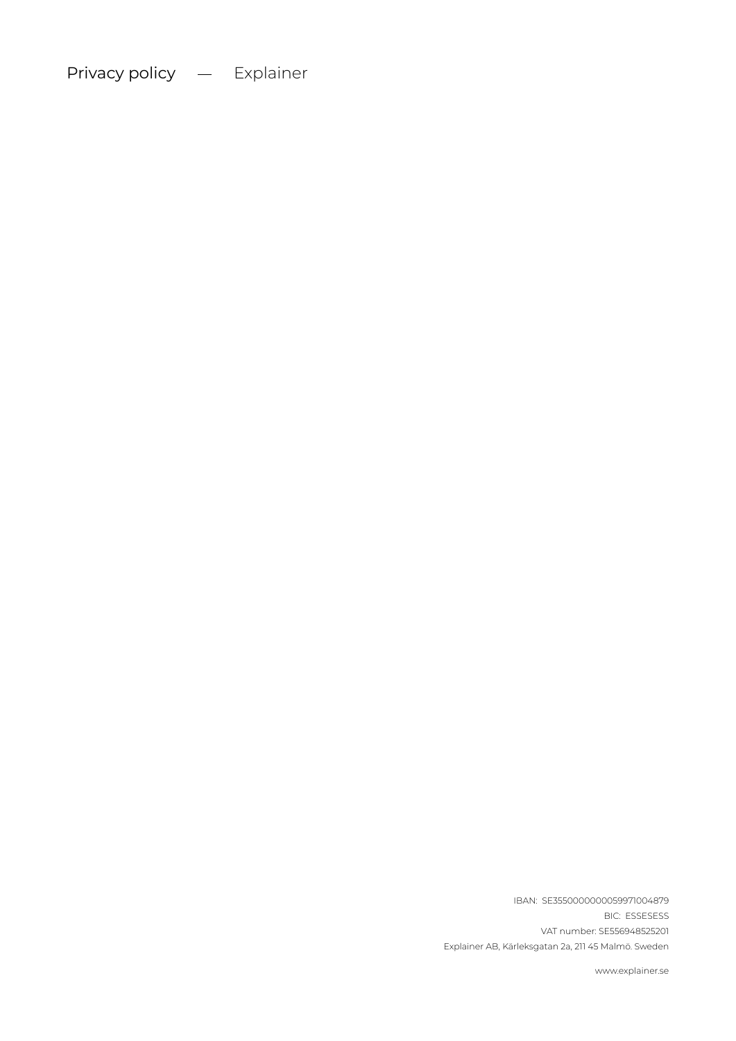# Privacy policy — Explainer

IBAN: SE3550000000059971004879
BIC: ESSESESS
VAT number: SE556948525201
Explainer AB, Kärleksgatan 2a, 211 45 Malmö. Sweden

www.explainer.se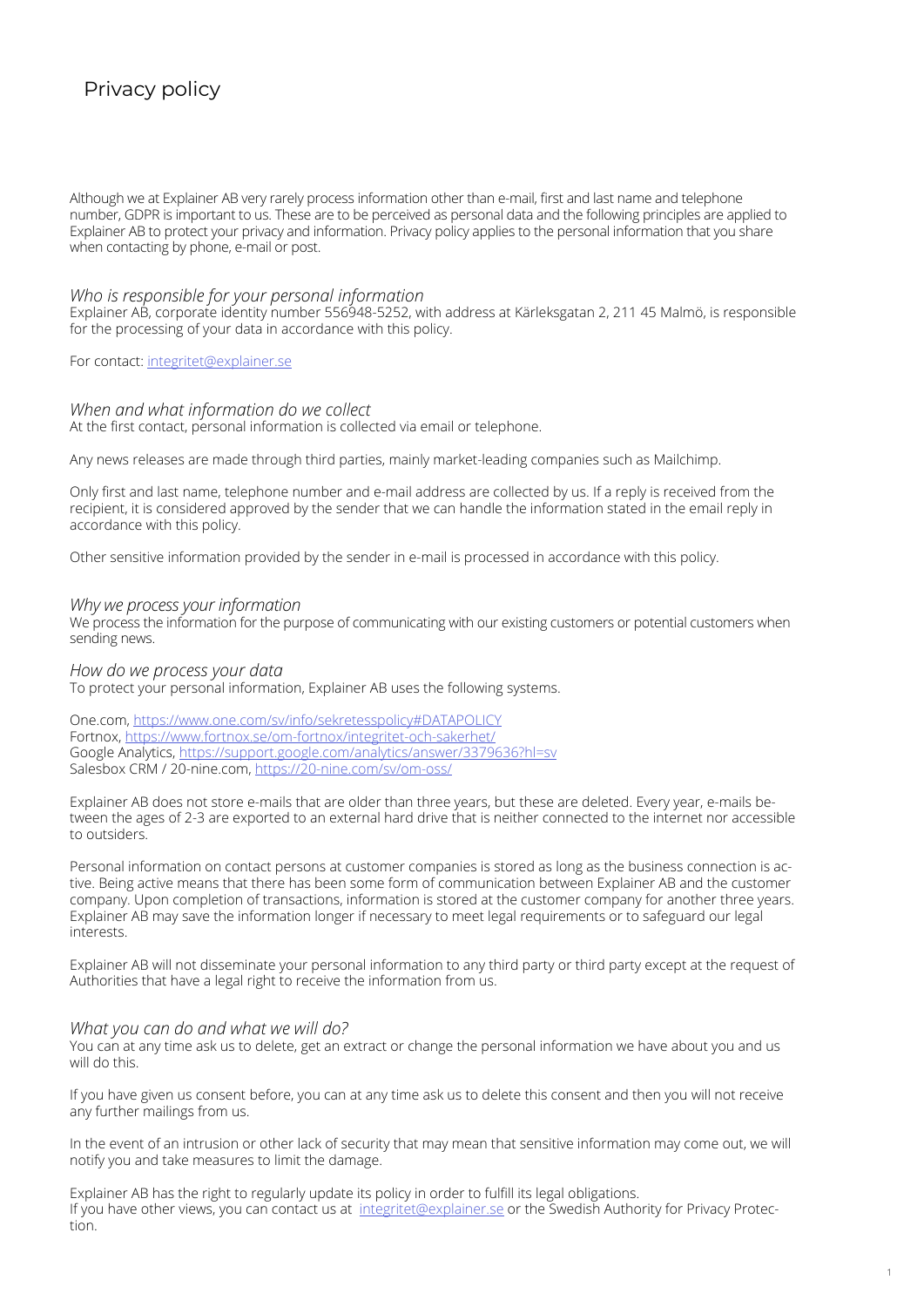# Privacy policy

Although we at Explainer AB very rarely process information other than e-mail, first and last name and telephone number, GDPR is important to us. These are to be perceived as personal data and the following principles are applied to Explainer AB to protect your privacy and information. Privacy policy applies to the personal information that you share when contacting by phone, e-mail or post.

## *Who is responsible for your personal information*

Explainer AB, corporate identity number 556948-5252, with address at Kärleksgatan 2, 211 45 Malmö, is responsible for the processing of your data in accordance with this policy.

For contact: integritet@explainer.se

## *When and what information do we collect*

At the first contact, personal information is collected via email or telephone.

Any news releases are made through third parties, mainly market-leading companies such as Mailchimp.

Only first and last name, telephone number and e-mail address are collected by us. If a reply is received from the recipient, it is considered approved by the sender that we can handle the information stated in the email reply in accordance with this policy.

Other sensitive information provided by the sender in e-mail is processed in accordance with this policy.

## *Why we process your information*

We process the information for the purpose of communicating with our existing customers or potential customers when sending news.

## *How do we process your data*

To protect your personal information, Explainer AB uses the following systems.

One.com, https://www.one.com/sv/info/sekretesspolicy#DATAPOLICY
Fortnox, https://www.fortnox.se/om-fortnox/integritet-och-sakerhet/
Google Analytics, https://support.google.com/analytics/answer/3379636?hl=sv
Salesbox CRM / 20-nine.com, https://20-nine.com/sv/om-oss/

Explainer AB does not store e-mails that are older than three years, but these are deleted. Every year, e-mails between the ages of 2-3 are exported to an external hard drive that is neither connected to the internet nor accessible to outsiders.

Personal information on contact persons at customer companies is stored as long as the business connection is active. Being active means that there has been some form of communication between Explainer AB and the customer company. Upon completion of transactions, information is stored at the customer company for another three years. Explainer AB may save the information longer if necessary to meet legal requirements or to safeguard our legal interests.

Explainer AB will not disseminate your personal information to any third party or third party except at the request of Authorities that have a legal right to receive the information from us.

## *What you can do and what we will do?*

You can at any time ask us to delete, get an extract or change the personal information we have about you and us will do this.

If you have given us consent before, you can at any time ask us to delete this consent and then you will not receive any further mailings from us.

In the event of an intrusion or other lack of security that may mean that sensitive information may come out, we will notify you and take measures to limit the damage.

Explainer AB has the right to regularly update its policy in order to fulfill its legal obligations.
If you have other views, you can contact us at integritet@explainer.se or the Swedish Authority for Privacy Protection.